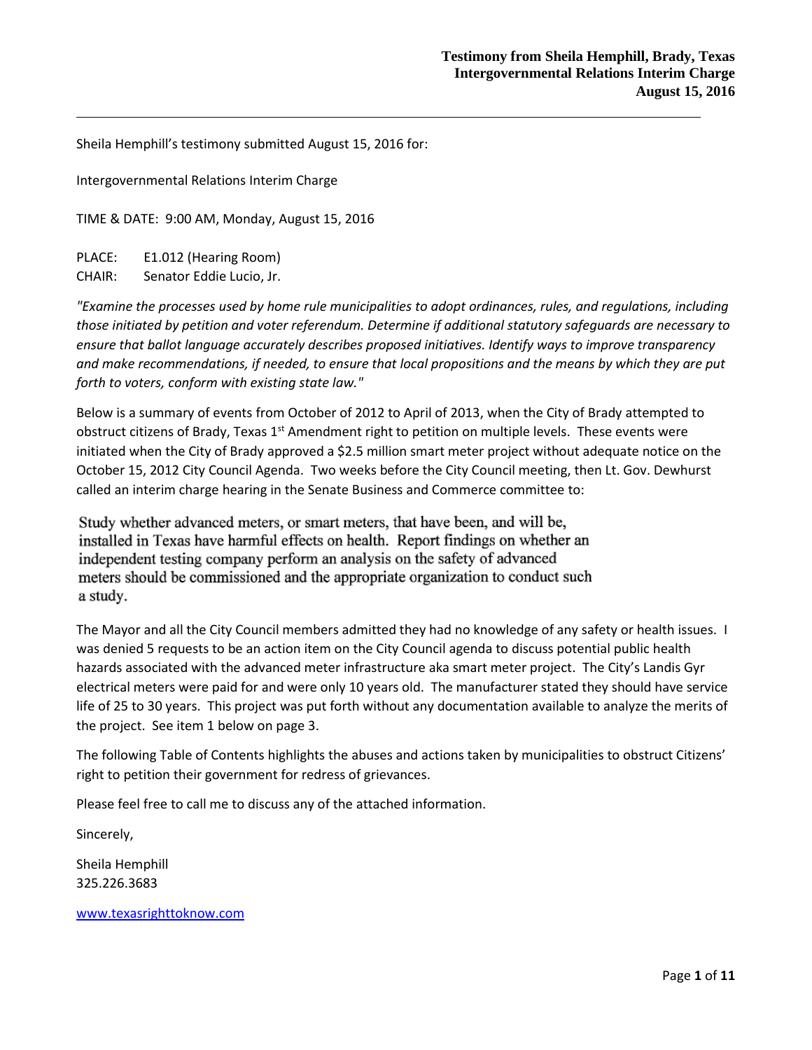**Testimony from Sheila Hemphill, Brady, Texas**
**Intergovernmental Relations Interim Charge**
**August 15, 2016**

---

Sheila Hemphill's testimony submitted August 15, 2016 for:

Intergovernmental Relations Interim Charge

TIME & DATE: 9:00 AM, Monday, August 15, 2016

PLACE: E1.012 (Hearing Room)
CHAIR: Senator Eddie Lucio, Jr.

*"Examine the processes used by home rule municipalities to adopt ordinances, rules, and regulations, including those initiated by petition and voter referendum. Determine if additional statutory safeguards are necessary to ensure that ballot language accurately describes proposed initiatives. Identify ways to improve transparency and make recommendations, if needed, to ensure that local propositions and the means by which they are put forth to voters, conform with existing state law."*

Below is a summary of events from October of 2012 to April of 2013, when the City of Brady attempted to obstruct citizens of Brady, Texas 1st Amendment right to petition on multiple levels. These events were initiated when the City of Brady approved a $2.5 million smart meter project without adequate notice on the October 15, 2012 City Council Agenda. Two weeks before the City Council meeting, then Lt. Gov. Dewhurst called an interim charge hearing in the Senate Business and Commerce committee to:

> Study whether advanced meters, or smart meters, that have been, and will be, installed in Texas have harmful effects on health. Report findings on whether an independent testing company perform an analysis on the safety of advanced meters should be commissioned and the appropriate organization to conduct such a study.

The Mayor and all the City Council members admitted they had no knowledge of any safety or health issues. I was denied 5 requests to be an action item on the City Council agenda to discuss potential public health hazards associated with the advanced meter infrastructure aka smart meter project. The City's Landis Gyr electrical meters were paid for and were only 10 years old. The manufacturer stated they should have service life of 25 to 30 years. This project was put forth without any documentation available to analyze the merits of the project. See item 1 below on page 3.

The following Table of Contents highlights the abuses and actions taken by municipalities to obstruct Citizens' right to petition their government for redress of grievances.

Please feel free to call me to discuss any of the attached information.

Sincerely,

Sheila Hemphill
325.226.3683

www.texasrighttoknow.com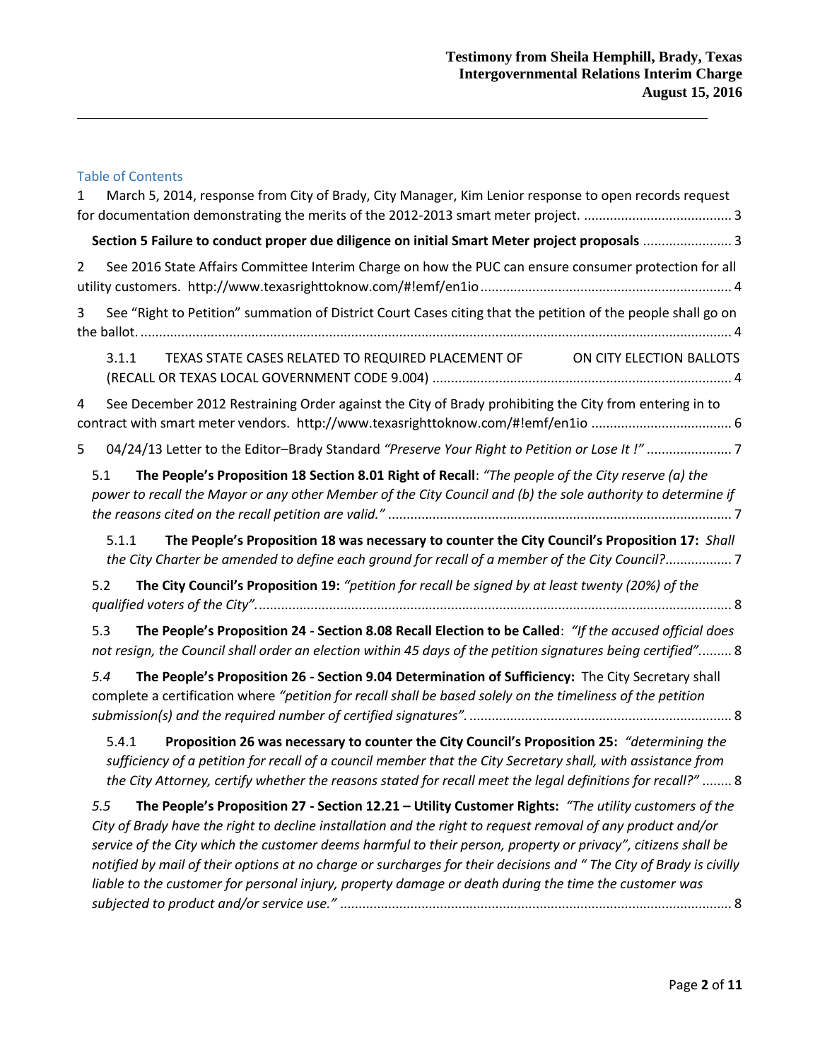Testimony from Sheila Hemphill, Brady, Texas
Intergovernmental Relations Interim Charge
August 15, 2016

## Table of Contents

1 March 5, 2014, response from City of Brady, City Manager, Kim Lenior response to open records request for documentation demonstrating the merits of the 2012-2013 smart meter project. ........................................ 3

**Section 5 Failure to conduct proper due diligence on initial Smart Meter project proposals** ........................ 3

2 See 2016 State Affairs Committee Interim Charge on how the PUC can ensure consumer protection for all utility customers. http://www.texasrighttoknow.com/#!emf/en1io ................................................................... 4

3 See "Right to Petition" summation of District Court Cases citing that the petition of the people shall go on the ballot. ............................................................................................................................................... 4

3.1.1 TEXAS STATE CASES RELATED TO REQUIRED PLACEMENT OF ON CITY ELECTION BALLOTS (RECALL OR TEXAS LOCAL GOVERNMENT CODE 9.004) ................................................................................. 4

4 See December 2012 Restraining Order against the City of Brady prohibiting the City from entering in to contract with smart meter vendors. http://www.texasrighttoknow.com/#!emf/en1io ...................................... 6

5 04/24/13 Letter to the Editor–Brady Standard *"Preserve Your Right to Petition or Lose It !"* ....................... 7

5.1 **The People's Proposition 18 Section 8.01 Right of Recall**: *"The people of the City reserve (a) the power to recall the Mayor or any other Member of the City Council and (b) the sole authority to determine if the reasons cited on the recall petition are valid."* ............................................................................................ 7

5.1.1 **The People's Proposition 18 was necessary to counter the City Council's Proposition 17:** *Shall the City Charter be amended to define each ground for recall of a member of the City Council?*.................. 7

5.2 **The City Council's Proposition 19:** *"petition for recall be signed by at least twenty (20%) of the qualified voters of the City".*................................................................................................................................ 8

5.3 **The People's Proposition 24 - Section 8.08 Recall Election to be Called**: *"If the accused official does not resign, the Council shall order an election within 45 days of the petition signatures being certified".*......... 8

*5.4* **The People's Proposition 26 - Section 9.04 Determination of Sufficiency:** The City Secretary shall complete a certification where *"petition for recall shall be based solely on the timeliness of the petition submission(s) and the required number of certified signatures".* ....................................................................... 8

5.4.1 **Proposition 26 was necessary to counter the City Council's Proposition 25:** *"determining the sufficiency of a petition for recall of a council member that the City Secretary shall, with assistance from the City Attorney, certify whether the reasons stated for recall meet the legal definitions for recall?"* ........ 8

*5.5* **The People's Proposition 27 - Section 12.21 – Utility Customer Rights:** *"The utility customers of the City of Brady have the right to decline installation and the right to request removal of any product and/or service of the City which the customer deems harmful to their person, property or privacy", citizens shall be notified by mail of their options at no charge or surcharges for their decisions and " The City of Brady is civilly liable to the customer for personal injury, property damage or death during the time the customer was subjected to product and/or service use."* ......................................................................................................... 8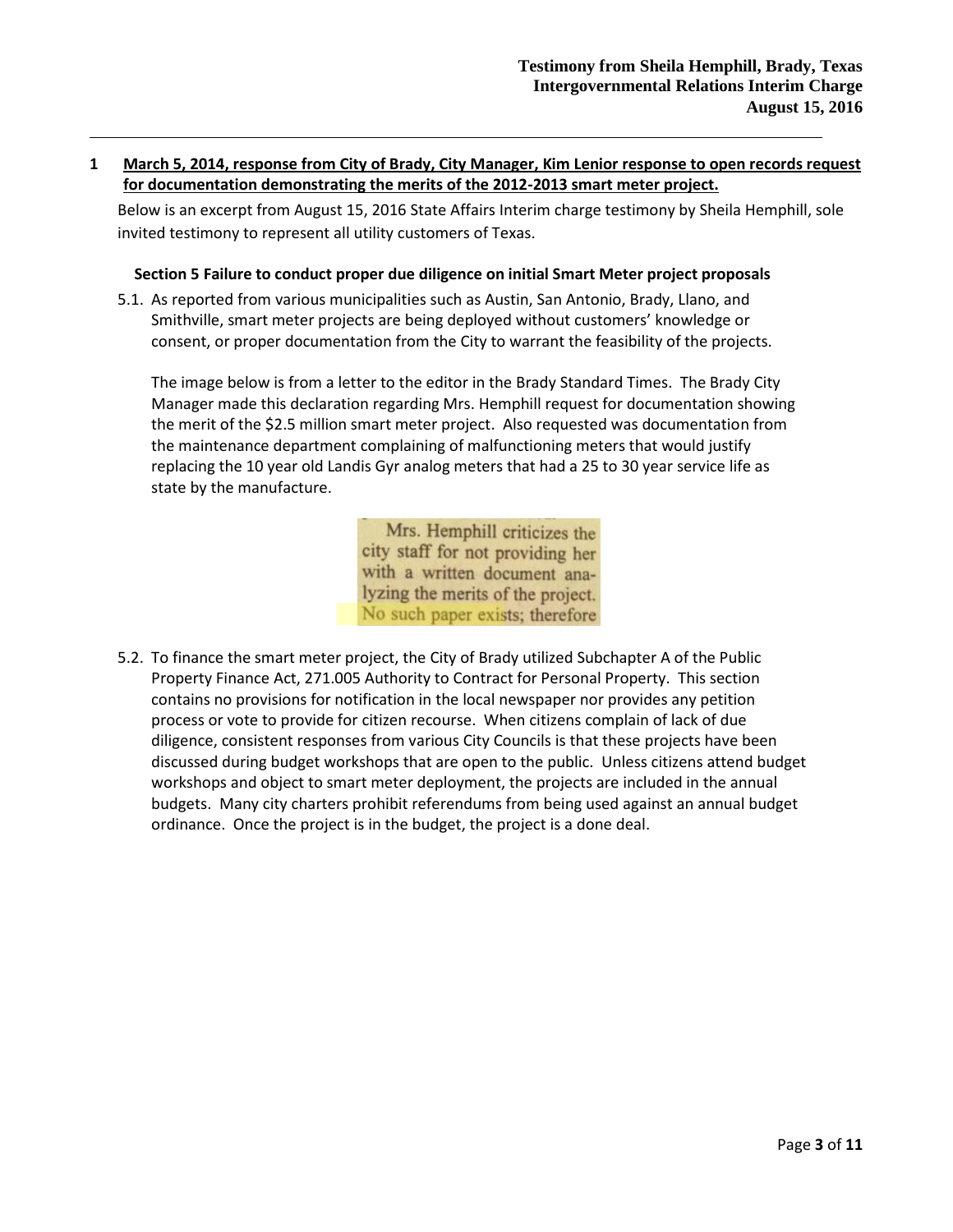## 1 March 5, 2014, response from City of Brady, City Manager, Kim Lenior response to open records request for documentation demonstrating the merits of the 2012-2013 smart meter project.

Below is an excerpt from August 15, 2016 State Affairs Interim charge testimony by Sheila Hemphill, sole invited testimony to represent all utility customers of Texas.

### Section 5 Failure to conduct proper due diligence on initial Smart Meter project proposals

5.1. As reported from various municipalities such as Austin, San Antonio, Brady, Llano, and Smithville, smart meter projects are being deployed without customers' knowledge or consent, or proper documentation from the City to warrant the feasibility of the projects.

The image below is from a letter to the editor in the Brady Standard Times. The Brady City Manager made this declaration regarding Mrs. Hemphill request for documentation showing the merit of the $2.5 million smart meter project. Also requested was documentation from the maintenance department complaining of malfunctioning meters that would justify replacing the 10 year old Landis Gyr analog meters that had a 25 to 30 year service life as state by the manufacture.

> Mrs. Hemphill criticizes the city staff for not providing her with a written document analyzing the merits of the project. No such paper exists; therefore

5.2. To finance the smart meter project, the City of Brady utilized Subchapter A of the Public Property Finance Act, 271.005 Authority to Contract for Personal Property. This section contains no provisions for notification in the local newspaper nor provides any petition process or vote to provide for citizen recourse. When citizens complain of lack of due diligence, consistent responses from various City Councils is that these projects have been discussed during budget workshops that are open to the public. Unless citizens attend budget workshops and object to smart meter deployment, the projects are included in the annual budgets. Many city charters prohibit referendums from being used against an annual budget ordinance. Once the project is in the budget, the project is a done deal.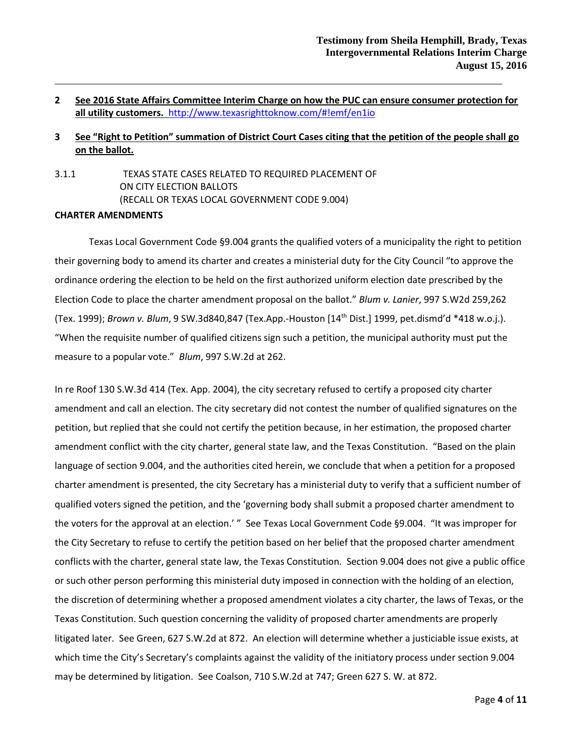**2 See 2016 State Affairs Committee Interim Charge on how the PUC can ensure consumer protection for all utility customers.** http://www.texasrighttoknow.com/#!emf/en1io

**3 See "Right to Petition" summation of District Court Cases citing that the petition of the people shall go on the ballot.**

3.1.1 TEXAS STATE CASES RELATED TO REQUIRED PLACEMENT OF ON CITY ELECTION BALLOTS (RECALL OR TEXAS LOCAL GOVERNMENT CODE 9.004)

**CHARTER AMENDMENTS**

Texas Local Government Code §9.004 grants the qualified voters of a municipality the right to petition their governing body to amend its charter and creates a ministerial duty for the City Council "to approve the ordinance ordering the election to be held on the first authorized uniform election date prescribed by the Election Code to place the charter amendment proposal on the ballot." *Blum v. Lanier*, 997 S.W2d 259,262 (Tex. 1999); *Brown v. Blum*, 9 SW.3d840,847 (Tex.App.-Houston [14th Dist.] 1999, pet.dismd'd *418 w.o.j.). "When the requisite number of qualified citizens sign such a petition, the municipal authority must put the measure to a popular vote." *Blum*, 997 S.W.2d at 262.

In re Roof 130 S.W.3d 414 (Tex. App. 2004), the city secretary refused to certify a proposed city charter amendment and call an election. The city secretary did not contest the number of qualified signatures on the petition, but replied that she could not certify the petition because, in her estimation, the proposed charter amendment conflict with the city charter, general state law, and the Texas Constitution. "Based on the plain language of section 9.004, and the authorities cited herein, we conclude that when a petition for a proposed charter amendment is presented, the city Secretary has a ministerial duty to verify that a sufficient number of qualified voters signed the petition, and the 'governing body shall submit a proposed charter amendment to the voters for the approval at an election.' " See Texas Local Government Code §9.004. "It was improper for the City Secretary to refuse to certify the petition based on her belief that the proposed charter amendment conflicts with the charter, general state law, the Texas Constitution. Section 9.004 does not give a public office or such other person performing this ministerial duty imposed in connection with the holding of an election, the discretion of determining whether a proposed amendment violates a city charter, the laws of Texas, or the Texas Constitution. Such question concerning the validity of proposed charter amendments are properly litigated later. See Green, 627 S.W.2d at 872. An election will determine whether a justiciable issue exists, at which time the City's Secretary's complaints against the validity of the initiatory process under section 9.004 may be determined by litigation. See Coalson, 710 S.W.2d at 747; Green 627 S. W. at 872.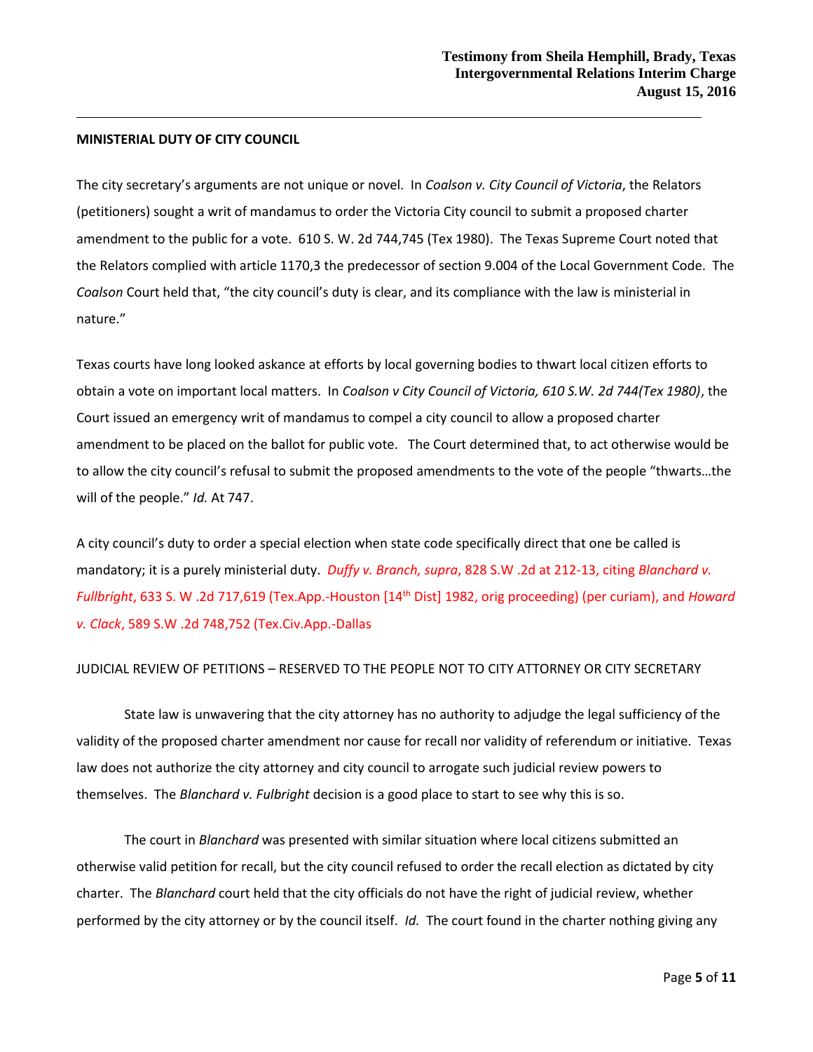**MINISTERIAL DUTY OF CITY COUNCIL**

The city secretary's arguments are not unique or novel. In *Coalson v. City Council of Victoria*, the Relators (petitioners) sought a writ of mandamus to order the Victoria City council to submit a proposed charter amendment to the public for a vote. 610 S. W. 2d 744,745 (Tex 1980). The Texas Supreme Court noted that the Relators complied with article 1170,3 the predecessor of section 9.004 of the Local Government Code. The *Coalson* Court held that, "the city council's duty is clear, and its compliance with the law is ministerial in nature."

Texas courts have long looked askance at efforts by local governing bodies to thwart local citizen efforts to obtain a vote on important local matters. In *Coalson v City Council of Victoria, 610 S.W. 2d 744(Tex 1980)*, the Court issued an emergency writ of mandamus to compel a city council to allow a proposed charter amendment to be placed on the ballot for public vote. The Court determined that, to act otherwise would be to allow the city council's refusal to submit the proposed amendments to the vote of the people "thwarts…the will of the people." *Id.* At 747.

A city council's duty to order a special election when state code specifically direct that one be called is mandatory; it is a purely ministerial duty. *Duffy v. Branch, supra*, 828 S.W .2d at 212-13, citing *Blanchard v. Fullbright*, 633 S. W .2d 717,619 (Tex.App.-Houston [14th Dist] 1982, orig proceeding) (per curiam), and *Howard v. Clack*, 589 S.W .2d 748,752 (Tex.Civ.App.-Dallas

JUDICIAL REVIEW OF PETITIONS – RESERVED TO THE PEOPLE NOT TO CITY ATTORNEY OR CITY SECRETARY

State law is unwavering that the city attorney has no authority to adjudge the legal sufficiency of the validity of the proposed charter amendment nor cause for recall nor validity of referendum or initiative. Texas law does not authorize the city attorney and city council to arrogate such judicial review powers to themselves. The *Blanchard v. Fulbright* decision is a good place to start to see why this is so.

The court in *Blanchard* was presented with similar situation where local citizens submitted an otherwise valid petition for recall, but the city council refused to order the recall election as dictated by city charter. The *Blanchard* court held that the city officials do not have the right of judicial review, whether performed by the city attorney or by the council itself. *Id.* The court found in the charter nothing giving any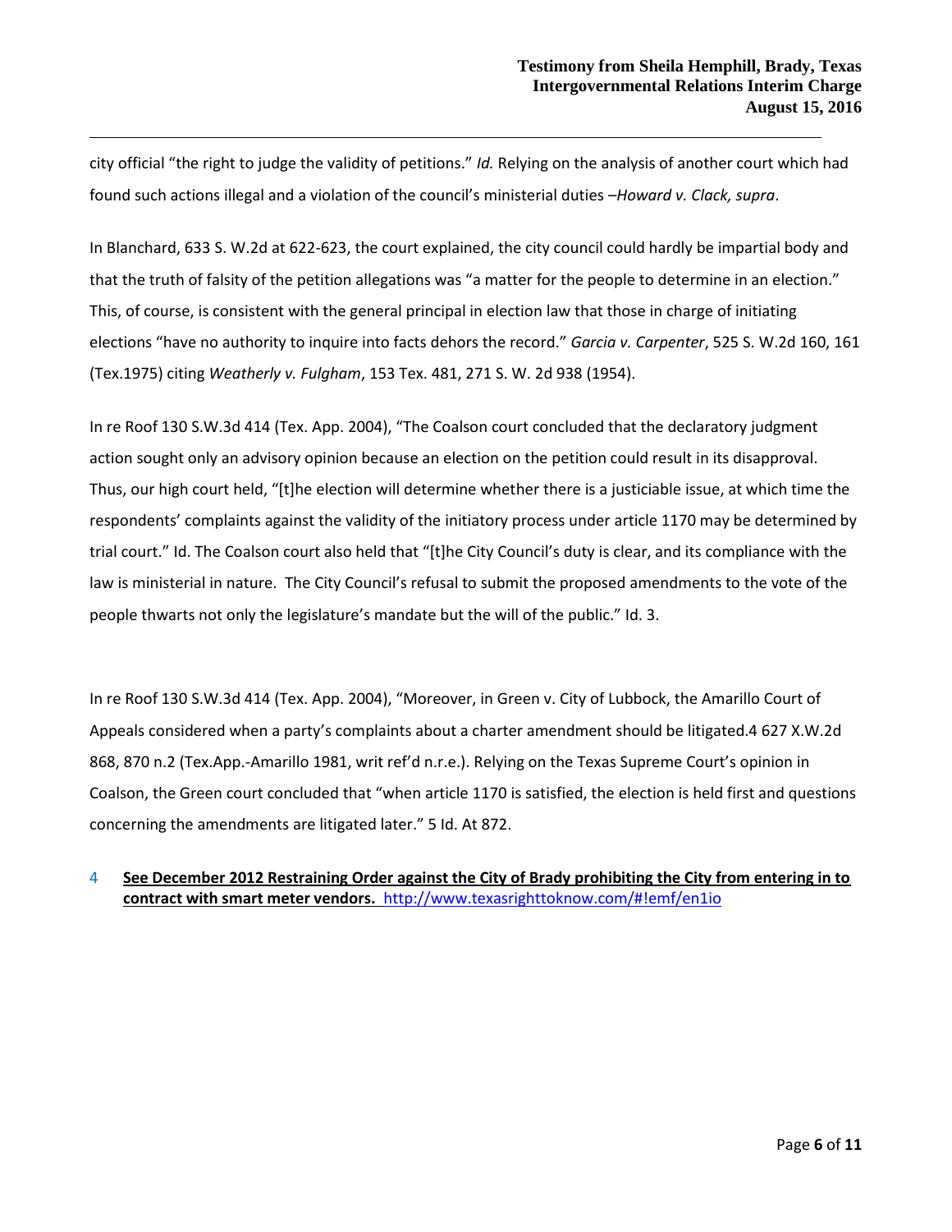city official "the right to judge the validity of petitions." *Id.* Relying on the analysis of another court which had found such actions illegal and a violation of the council's ministerial duties –*Howard v. Clack, supra*.

In Blanchard, 633 S. W.2d at 622-623, the court explained, the city council could hardly be impartial body and that the truth of falsity of the petition allegations was "a matter for the people to determine in an election." This, of course, is consistent with the general principal in election law that those in charge of initiating elections "have no authority to inquire into facts dehors the record." *Garcia v. Carpenter*, 525 S. W.2d 160, 161 (Tex.1975) citing *Weatherly v. Fulgham*, 153 Tex. 481, 271 S. W. 2d 938 (1954).

In re Roof 130 S.W.3d 414 (Tex. App. 2004), "The Coalson court concluded that the declaratory judgment action sought only an advisory opinion because an election on the petition could result in its disapproval. Thus, our high court held, "[t]he election will determine whether there is a justiciable issue, at which time the respondents' complaints against the validity of the initiatory process under article 1170 may be determined by trial court." Id. The Coalson court also held that "[t]he City Council's duty is clear, and its compliance with the law is ministerial in nature. The City Council's refusal to submit the proposed amendments to the vote of the people thwarts not only the legislature's mandate but the will of the public." Id. 3.

In re Roof 130 S.W.3d 414 (Tex. App. 2004), "Moreover, in Green v. City of Lubbock, the Amarillo Court of Appeals considered when a party's complaints about a charter amendment should be litigated.4 627 X.W.2d 868, 870 n.2 (Tex.App.-Amarillo 1981, writ ref'd n.r.e.). Relying on the Texas Supreme Court's opinion in Coalson, the Green court concluded that "when article 1170 is satisfied, the election is held first and questions concerning the amendments are litigated later." 5 Id. At 872.

4 **See December 2012 Restraining Order against the City of Brady prohibiting the City from entering in to contract with smart meter vendors.** http://www.texasrighttoknow.com/#!emf/en1io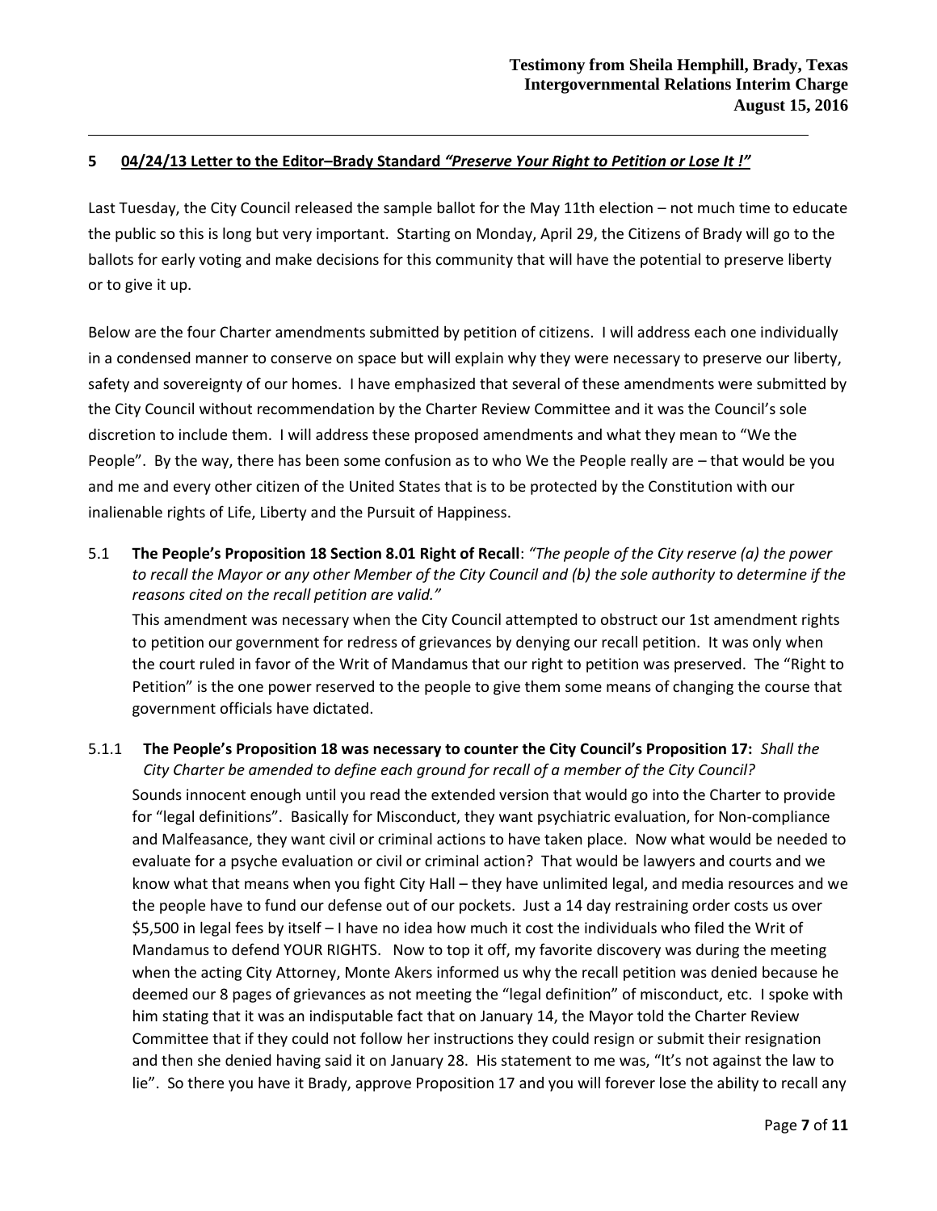## 5 04/24/13 Letter to the Editor–Brady Standard *"Preserve Your Right to Petition or Lose It !"*

Last Tuesday, the City Council released the sample ballot for the May 11th election – not much time to educate the public so this is long but very important. Starting on Monday, April 29, the Citizens of Brady will go to the ballots for early voting and make decisions for this community that will have the potential to preserve liberty or to give it up.

Below are the four Charter amendments submitted by petition of citizens. I will address each one individually in a condensed manner to conserve on space but will explain why they were necessary to preserve our liberty, safety and sovereignty of our homes. I have emphasized that several of these amendments were submitted by the City Council without recommendation by the Charter Review Committee and it was the Council's sole discretion to include them. I will address these proposed amendments and what they mean to "We the People". By the way, there has been some confusion as to who We the People really are – that would be you and me and every other citizen of the United States that is to be protected by the Constitution with our inalienable rights of Life, Liberty and the Pursuit of Happiness.

5.1 **The People's Proposition 18 Section 8.01 Right of Recall**: *"The people of the City reserve (a) the power to recall the Mayor or any other Member of the City Council and (b) the sole authority to determine if the reasons cited on the recall petition are valid."*

This amendment was necessary when the City Council attempted to obstruct our 1st amendment rights to petition our government for redress of grievances by denying our recall petition. It was only when the court ruled in favor of the Writ of Mandamus that our right to petition was preserved. The "Right to Petition" is the one power reserved to the people to give them some means of changing the course that government officials have dictated.

5.1.1 **The People's Proposition 18 was necessary to counter the City Council's Proposition 17:** *Shall the City Charter be amended to define each ground for recall of a member of the City Council?*

Sounds innocent enough until you read the extended version that would go into the Charter to provide for "legal definitions". Basically for Misconduct, they want psychiatric evaluation, for Non-compliance and Malfeasance, they want civil or criminal actions to have taken place. Now what would be needed to evaluate for a psyche evaluation or civil or criminal action? That would be lawyers and courts and we know what that means when you fight City Hall – they have unlimited legal, and media resources and we the people have to fund our defense out of our pockets. Just a 14 day restraining order costs us over $5,500 in legal fees by itself – I have no idea how much it cost the individuals who filed the Writ of Mandamus to defend YOUR RIGHTS. Now to top it off, my favorite discovery was during the meeting when the acting City Attorney, Monte Akers informed us why the recall petition was denied because he deemed our 8 pages of grievances as not meeting the "legal definition" of misconduct, etc. I spoke with him stating that it was an indisputable fact that on January 14, the Mayor told the Charter Review Committee that if they could not follow her instructions they could resign or submit their resignation and then she denied having said it on January 28. His statement to me was, "It's not against the law to lie". So there you have it Brady, approve Proposition 17 and you will forever lose the ability to recall any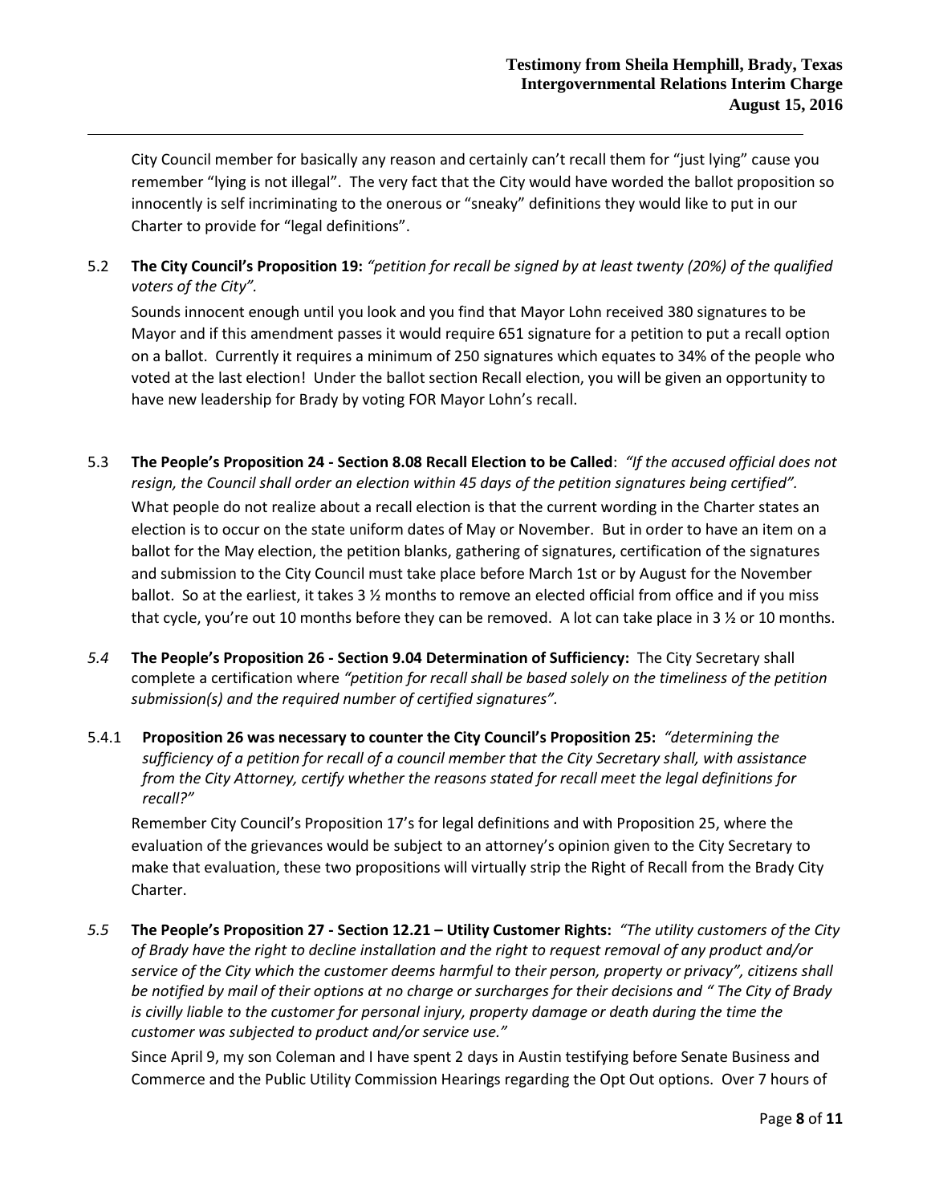City Council member for basically any reason and certainly can't recall them for "just lying" cause you remember "lying is not illegal". The very fact that the City would have worded the ballot proposition so innocently is self incriminating to the onerous or "sneaky" definitions they would like to put in our Charter to provide for "legal definitions".

5.2 **The City Council's Proposition 19:** *"petition for recall be signed by at least twenty (20%) of the qualified voters of the City".*

Sounds innocent enough until you look and you find that Mayor Lohn received 380 signatures to be Mayor and if this amendment passes it would require 651 signature for a petition to put a recall option on a ballot. Currently it requires a minimum of 250 signatures which equates to 34% of the people who voted at the last election! Under the ballot section Recall election, you will be given an opportunity to have new leadership for Brady by voting FOR Mayor Lohn's recall.

5.3 **The People's Proposition 24 - Section 8.08 Recall Election to be Called**: *"If the accused official does not resign, the Council shall order an election within 45 days of the petition signatures being certified".*

What people do not realize about a recall election is that the current wording in the Charter states an election is to occur on the state uniform dates of May or November. But in order to have an item on a ballot for the May election, the petition blanks, gathering of signatures, certification of the signatures and submission to the City Council must take place before March 1st or by August for the November ballot. So at the earliest, it takes 3 ½ months to remove an elected official from office and if you miss that cycle, you're out 10 months before they can be removed. A lot can take place in 3 ½ or 10 months.

*5.4* **The People's Proposition 26 - Section 9.04 Determination of Sufficiency:** The City Secretary shall complete a certification where *"petition for recall shall be based solely on the timeliness of the petition submission(s) and the required number of certified signatures".*

5.4.1 **Proposition 26 was necessary to counter the City Council's Proposition 25:** *"determining the sufficiency of a petition for recall of a council member that the City Secretary shall, with assistance from the City Attorney, certify whether the reasons stated for recall meet the legal definitions for recall?"*

Remember City Council's Proposition 17's for legal definitions and with Proposition 25, where the evaluation of the grievances would be subject to an attorney's opinion given to the City Secretary to make that evaluation, these two propositions will virtually strip the Right of Recall from the Brady City Charter.

*5.5* **The People's Proposition 27 - Section 12.21 – Utility Customer Rights:** *"The utility customers of the City of Brady have the right to decline installation and the right to request removal of any product and/or service of the City which the customer deems harmful to their person, property or privacy", citizens shall be notified by mail of their options at no charge or surcharges for their decisions and " The City of Brady is civilly liable to the customer for personal injury, property damage or death during the time the customer was subjected to product and/or service use."*

Since April 9, my son Coleman and I have spent 2 days in Austin testifying before Senate Business and Commerce and the Public Utility Commission Hearings regarding the Opt Out options. Over 7 hours of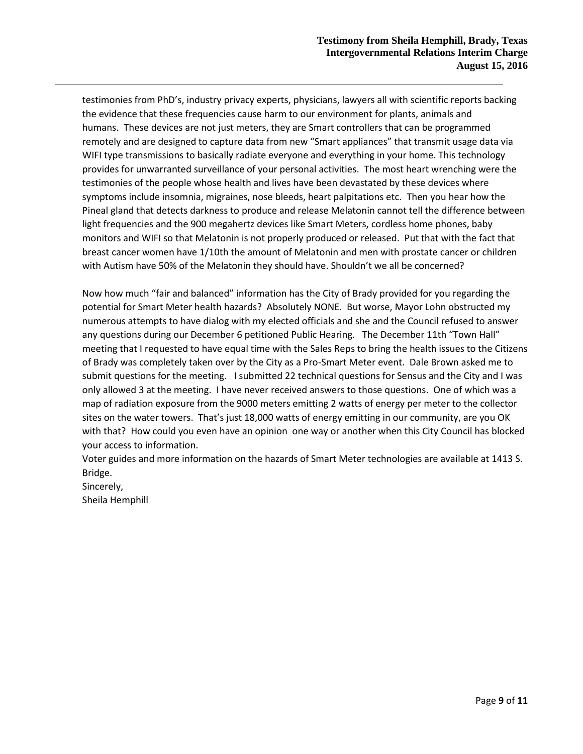testimonies from PhD's, industry privacy experts, physicians, lawyers all with scientific reports backing the evidence that these frequencies cause harm to our environment for plants, animals and humans. These devices are not just meters, they are Smart controllers that can be programmed remotely and are designed to capture data from new "Smart appliances" that transmit usage data via WIFI type transmissions to basically radiate everyone and everything in your home. This technology provides for unwarranted surveillance of your personal activities. The most heart wrenching were the testimonies of the people whose health and lives have been devastated by these devices where symptoms include insomnia, migraines, nose bleeds, heart palpitations etc. Then you hear how the Pineal gland that detects darkness to produce and release Melatonin cannot tell the difference between light frequencies and the 900 megahertz devices like Smart Meters, cordless home phones, baby monitors and WIFI so that Melatonin is not properly produced or released. Put that with the fact that breast cancer women have 1/10th the amount of Melatonin and men with prostate cancer or children with Autism have 50% of the Melatonin they should have. Shouldn't we all be concerned?

Now how much "fair and balanced" information has the City of Brady provided for you regarding the potential for Smart Meter health hazards? Absolutely NONE. But worse, Mayor Lohn obstructed my numerous attempts to have dialog with my elected officials and she and the Council refused to answer any questions during our December 6 petitioned Public Hearing. The December 11th "Town Hall" meeting that I requested to have equal time with the Sales Reps to bring the health issues to the Citizens of Brady was completely taken over by the City as a Pro-Smart Meter event. Dale Brown asked me to submit questions for the meeting. I submitted 22 technical questions for Sensus and the City and I was only allowed 3 at the meeting. I have never received answers to those questions. One of which was a map of radiation exposure from the 9000 meters emitting 2 watts of energy per meter to the collector sites on the water towers. That's just 18,000 watts of energy emitting in our community, are you OK with that? How could you even have an opinion one way or another when this City Council has blocked your access to information.

Voter guides and more information on the hazards of Smart Meter technologies are available at 1413 S. Bridge.

Sincerely,

Sheila Hemphill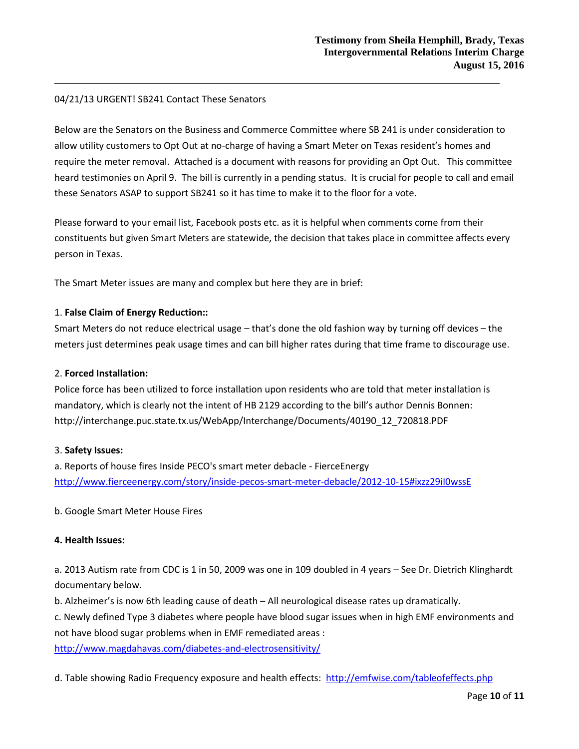04/21/13 URGENT! SB241 Contact These Senators

Below are the Senators on the Business and Commerce Committee where SB 241 is under consideration to allow utility customers to Opt Out at no-charge of having a Smart Meter on Texas resident's homes and require the meter removal. Attached is a document with reasons for providing an Opt Out. This committee heard testimonies on April 9. The bill is currently in a pending status. It is crucial for people to call and email these Senators ASAP to support SB241 so it has time to make it to the floor for a vote.

Please forward to your email list, Facebook posts etc. as it is helpful when comments come from their constituents but given Smart Meters are statewide, the decision that takes place in committee affects every person in Texas.

The Smart Meter issues are many and complex but here they are in brief:

1. **False Claim of Energy Reduction::**
Smart Meters do not reduce electrical usage – that's done the old fashion way by turning off devices – the meters just determines peak usage times and can bill higher rates during that time frame to discourage use.

2. **Forced Installation:**
Police force has been utilized to force installation upon residents who are told that meter installation is mandatory, which is clearly not the intent of HB 2129 according to the bill's author Dennis Bonnen: http://interchange.puc.state.tx.us/WebApp/Interchange/Documents/40190_12_720818.PDF

3. **Safety Issues:**
a. Reports of house fires Inside PECO's smart meter debacle - FierceEnergy
http://www.fierceenergy.com/story/inside-pecos-smart-meter-debacle/2012-10-15#ixzz29iI0wssE

b. Google Smart Meter House Fires

**4. Health Issues:**

a. 2013 Autism rate from CDC is 1 in 50, 2009 was one in 109 doubled in 4 years – See Dr. Dietrich Klinghardt documentary below.
b. Alzheimer's is now 6th leading cause of death – All neurological disease rates up dramatically.
c. Newly defined Type 3 diabetes where people have blood sugar issues when in high EMF environments and not have blood sugar problems when in EMF remediated areas :
http://www.magdahavas.com/diabetes-and-electrosensitivity/

d. Table showing Radio Frequency exposure and health effects: http://emfwise.com/tableofeffects.php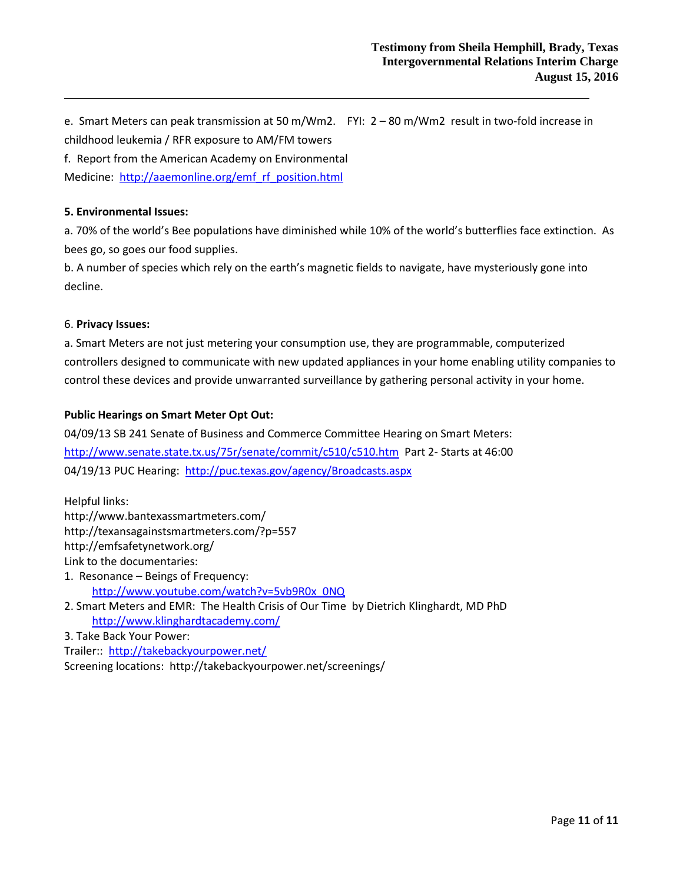e. Smart Meters can peak transmission at 50 m/Wm2. FYI: 2 – 80 m/Wm2 result in two-fold increase in childhood leukemia / RFR exposure to AM/FM towers

f. Report from the American Academy on Environmental Medicine: http://aaemonline.org/emf_rf_position.html

**5. Environmental Issues:**

a. 70% of the world's Bee populations have diminished while 10% of the world's butterflies face extinction. As bees go, so goes our food supplies.

b. A number of species which rely on the earth's magnetic fields to navigate, have mysteriously gone into decline.

6. **Privacy Issues:**

a. Smart Meters are not just metering your consumption use, they are programmable, computerized controllers designed to communicate with new updated appliances in your home enabling utility companies to control these devices and provide unwarranted surveillance by gathering personal activity in your home.

**Public Hearings on Smart Meter Opt Out:**

04/09/13 SB 241 Senate of Business and Commerce Committee Hearing on Smart Meters: http://www.senate.state.tx.us/75r/senate/commit/c510/c510.htm Part 2- Starts at 46:00

04/19/13 PUC Hearing: http://puc.texas.gov/agency/Broadcasts.aspx

Helpful links:
http://www.bantexassmartmeters.com/
http://texansagainstsmartmeters.com/?p=557
http://emfsafetynetwork.org/
Link to the documentaries:

1. Resonance – Beings of Frequency:
   http://www.youtube.com/watch?v=5vb9R0x_0NQ
2. Smart Meters and EMR: The Health Crisis of Our Time by Dietrich Klinghardt, MD PhD
   http://www.klinghardtacademy.com/
3. Take Back Your Power:

Trailer:: http://takebackyourpower.net/
Screening locations: http://takebackyourpower.net/screenings/